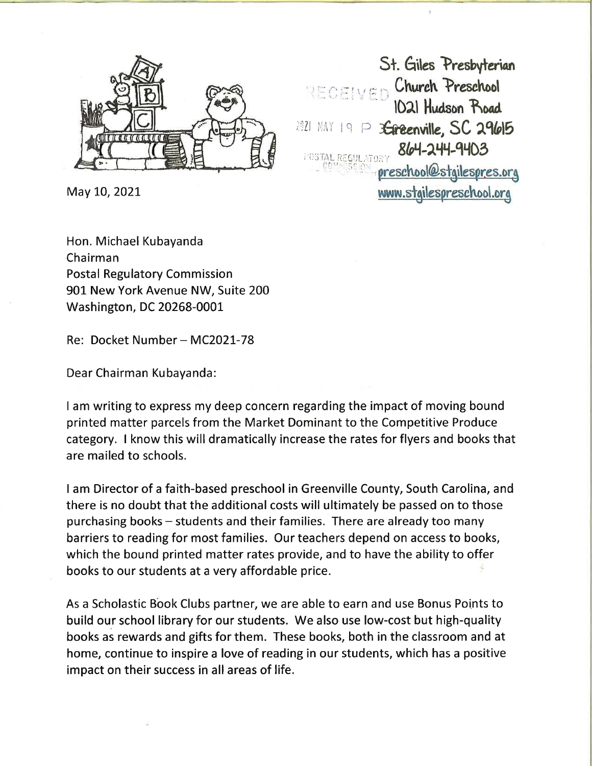St. Giles Presbyterian Church Preschool
1021 Hudson Road
Greenville, SC 29615
864-244-9403
preschool@stgilespres.org
www.stgilespreschool.org

RECEIVED
2021 MAY 19 P 3
POSTAL REGULATORY COMMISSION

May 10, 2021

Hon. Michael Kubayanda
Chairman
Postal Regulatory Commission
901 New York Avenue NW, Suite 200
Washington, DC 20268-0001

Re: Docket Number – MC2021-78

Dear Chairman Kubayanda:

I am writing to express my deep concern regarding the impact of moving bound printed matter parcels from the Market Dominant to the Competitive Produce category. I know this will dramatically increase the rates for flyers and books that are mailed to schools.

I am Director of a faith-based preschool in Greenville County, South Carolina, and there is no doubt that the additional costs will ultimately be passed on to those purchasing books – students and their families. There are already too many barriers to reading for most families. Our teachers depend on access to books, which the bound printed matter rates provide, and to have the ability to offer books to our students at a very affordable price.

As a Scholastic Book Clubs partner, we are able to earn and use Bonus Points to build our school library for our students. We also use low-cost but high-quality books as rewards and gifts for them. These books, both in the classroom and at home, continue to inspire a love of reading in our students, which has a positive impact on their success in all areas of life.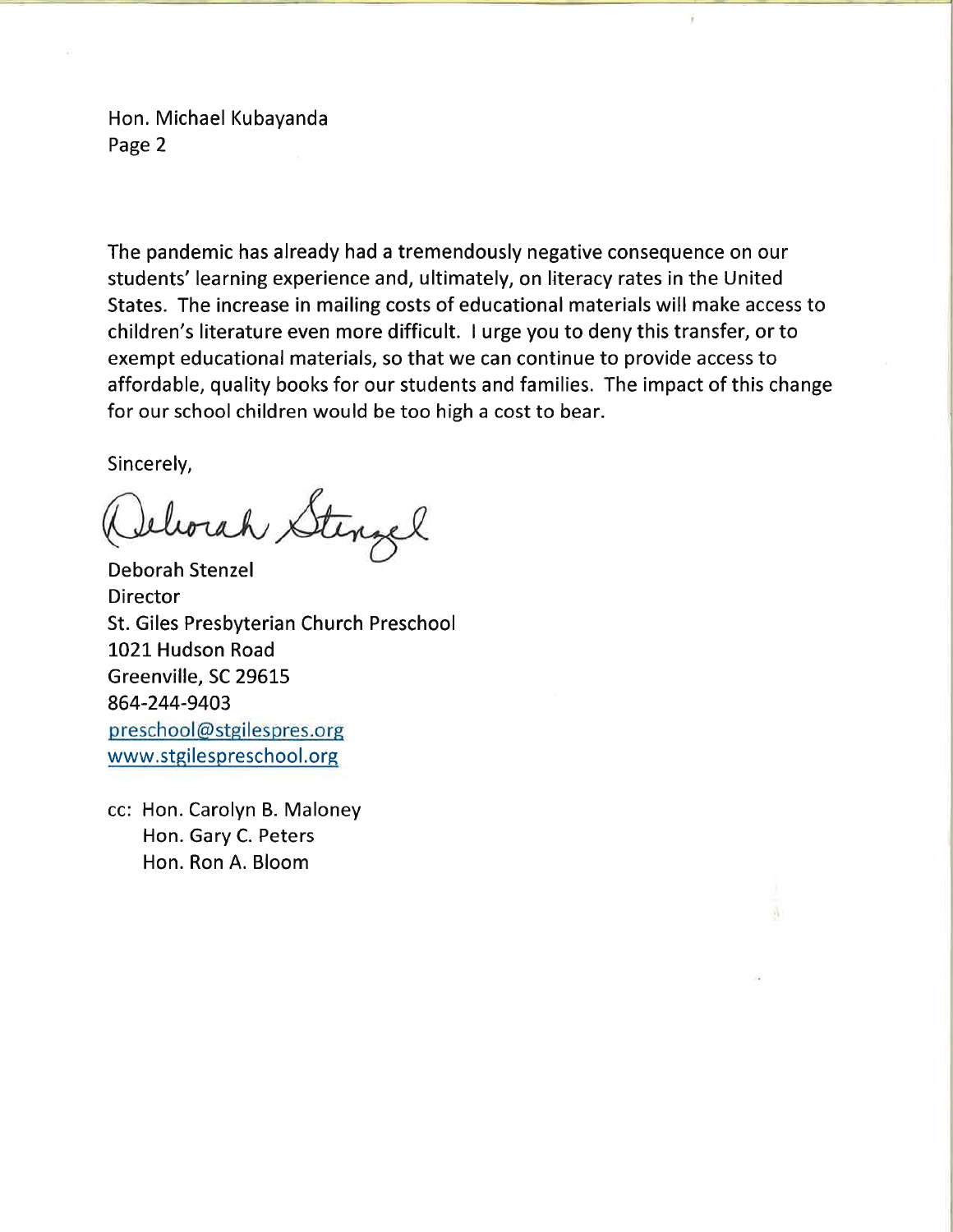Hon. Michael Kubayanda
Page 2

The pandemic has already had a tremendously negative consequence on our students' learning experience and, ultimately, on literacy rates in the United States. The increase in mailing costs of educational materials will make access to children's literature even more difficult. I urge you to deny this transfer, or to exempt educational materials, so that we can continue to provide access to affordable, quality books for our students and families. The impact of this change for our school children would be too high a cost to bear.

Sincerely,

Deborah Stenzel
Director
St. Giles Presbyterian Church Preschool
1021 Hudson Road
Greenville, SC 29615
864-244-9403
preschool@stgilespres.org
www.stgilespreschool.org

cc: Hon. Carolyn B. Maloney
Hon. Gary C. Peters
Hon. Ron A. Bloom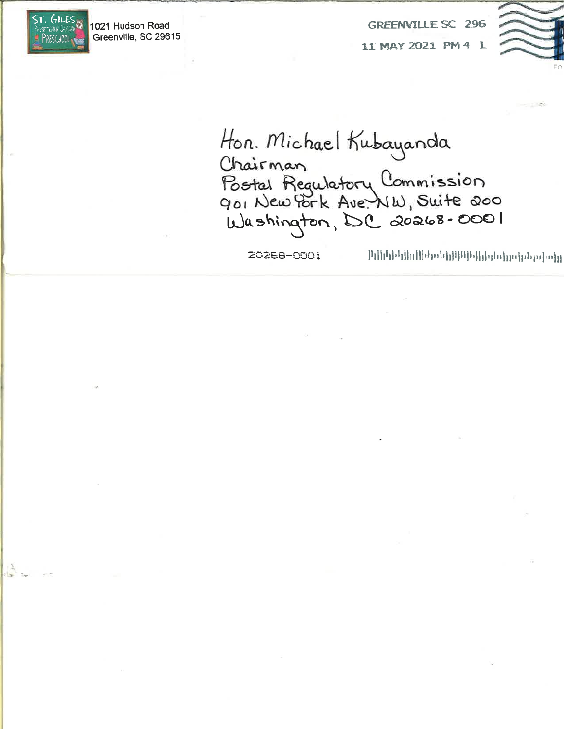ST. GILES PRESBYTERIAN CHURCH PRESCHOOL
1021 Hudson Road
Greenville, SC 29615

GREENVILLE SC 296
11 MAY 2021 PM 4 L

Hon. Michael Kubayanda
Chairman
Postal Regulatory Commission
901 New York Ave. NW, Suite 200
Washington, DC 20268-0001

20268-0001